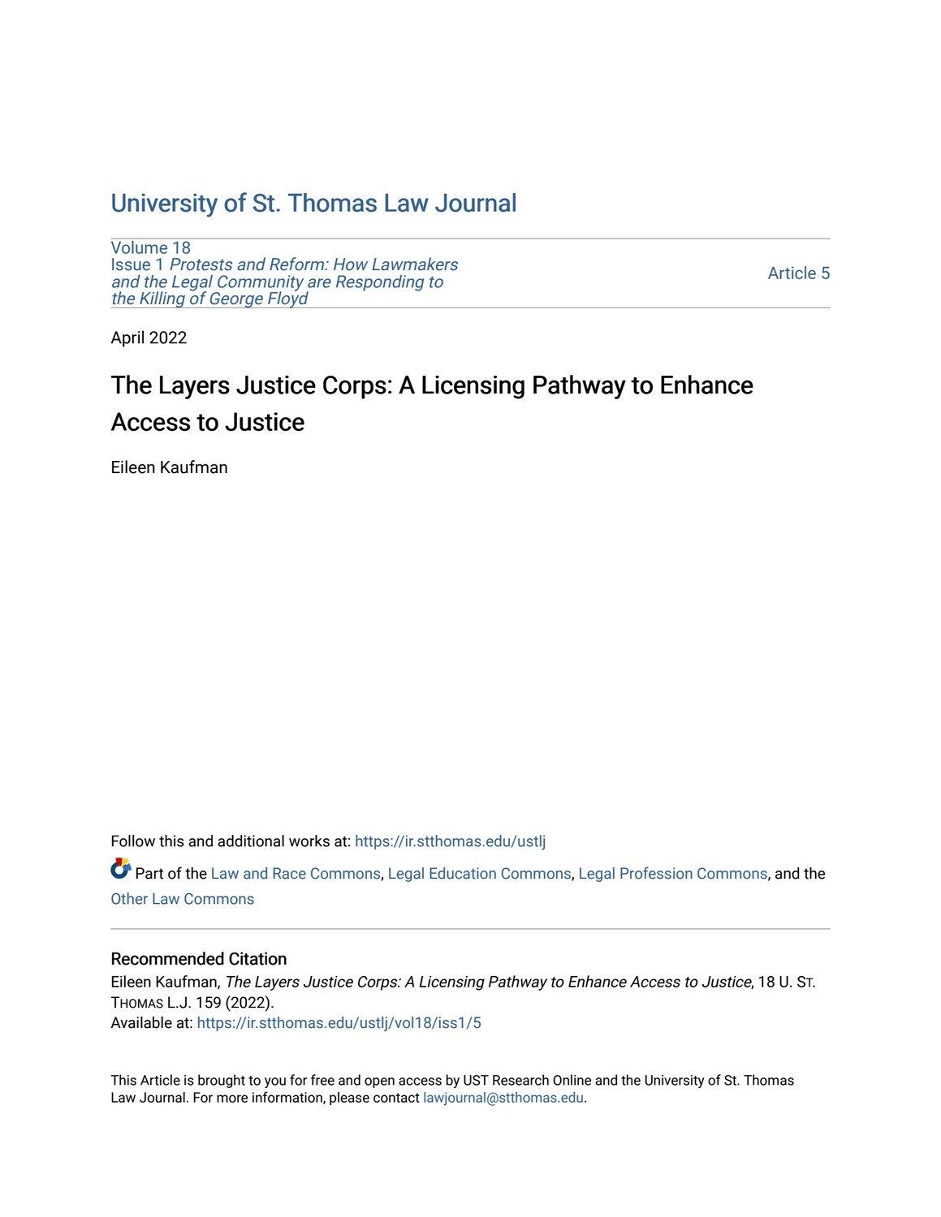# University of St. Thomas Law Journal

Volume 18
Issue 1 *Protests and Reform: How Lawmakers and the Legal Community are Responding to the Killing of George Floyd*

Article 5

April 2022

## The Layers Justice Corps: A Licensing Pathway to Enhance Access to Justice

Eileen Kaufman

Follow this and additional works at: https://ir.stthomas.edu/ustlj

Part of the Law and Race Commons, Legal Education Commons, Legal Profession Commons, and the Other Law Commons

### Recommended Citation

Eileen Kaufman, *The Layers Justice Corps: A Licensing Pathway to Enhance Access to Justice*, 18 U. St. Thomas L.J. 159 (2022).
Available at: https://ir.stthomas.edu/ustlj/vol18/iss1/5

This Article is brought to you for free and open access by UST Research Online and the University of St. Thomas Law Journal. For more information, please contact lawjournal@stthomas.edu.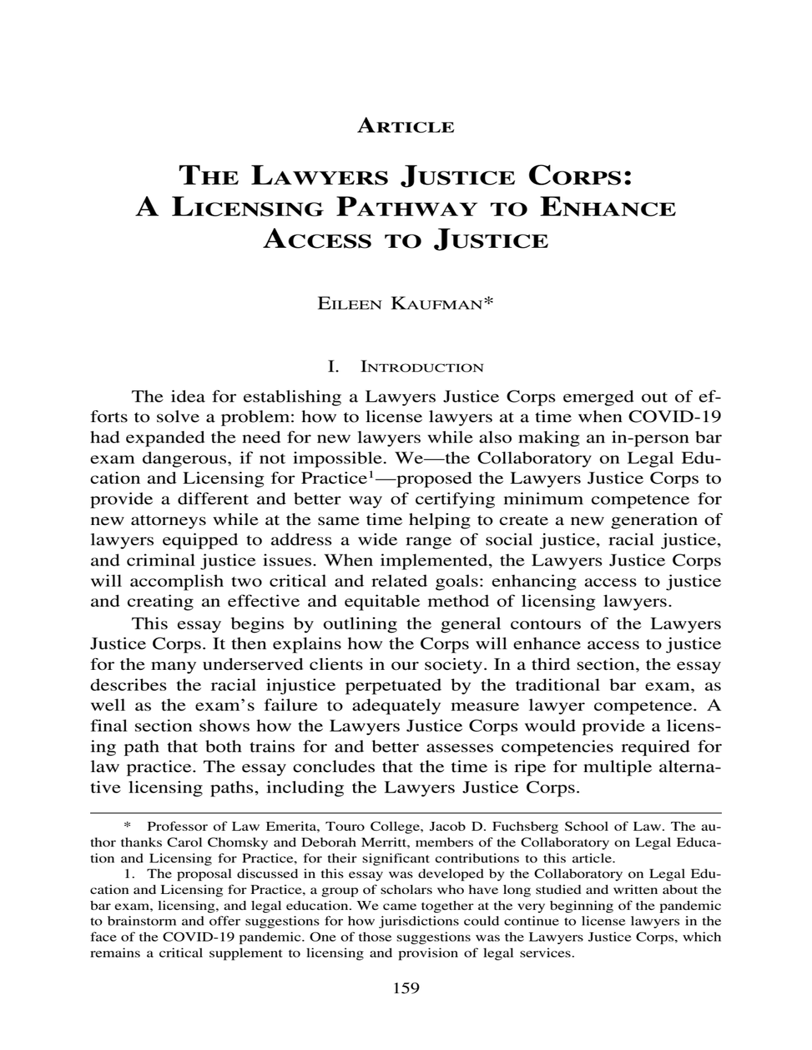# Article

# The Lawyers Justice Corps: A Licensing Pathway to Enhance Access to Justice

Eileen Kaufman*

## I. Introduction

The idea for establishing a Lawyers Justice Corps emerged out of efforts to solve a problem: how to license lawyers at a time when COVID-19 had expanded the need for new lawyers while also making an in-person bar exam dangerous, if not impossible. We—the Collaboratory on Legal Education and Licensing for Practice[1]—proposed the Lawyers Justice Corps to provide a different and better way of certifying minimum competence for new attorneys while at the same time helping to create a new generation of lawyers equipped to address a wide range of social justice, racial justice, and criminal justice issues. When implemented, the Lawyers Justice Corps will accomplish two critical and related goals: enhancing access to justice and creating an effective and equitable method of licensing lawyers.

This essay begins by outlining the general contours of the Lawyers Justice Corps. It then explains how the Corps will enhance access to justice for the many underserved clients in our society. In a third section, the essay describes the racial injustice perpetuated by the traditional bar exam, as well as the exam's failure to adequately measure lawyer competence. A final section shows how the Lawyers Justice Corps would provide a licensing path that both trains for and better assesses competencies required for law practice. The essay concludes that the time is ripe for multiple alternative licensing paths, including the Lawyers Justice Corps.

---

\* Professor of Law Emerita, Touro College, Jacob D. Fuchsberg School of Law. The author thanks Carol Chomsky and Deborah Merritt, members of the Collaboratory on Legal Education and Licensing for Practice, for their significant contributions to this article.

1. The proposal discussed in this essay was developed by the Collaboratory on Legal Education and Licensing for Practice, a group of scholars who have long studied and written about the bar exam, licensing, and legal education. We came together at the very beginning of the pandemic to brainstorm and offer suggestions for how jurisdictions could continue to license lawyers in the face of the COVID-19 pandemic. One of those suggestions was the Lawyers Justice Corps, which remains a critical supplement to licensing and provision of legal services.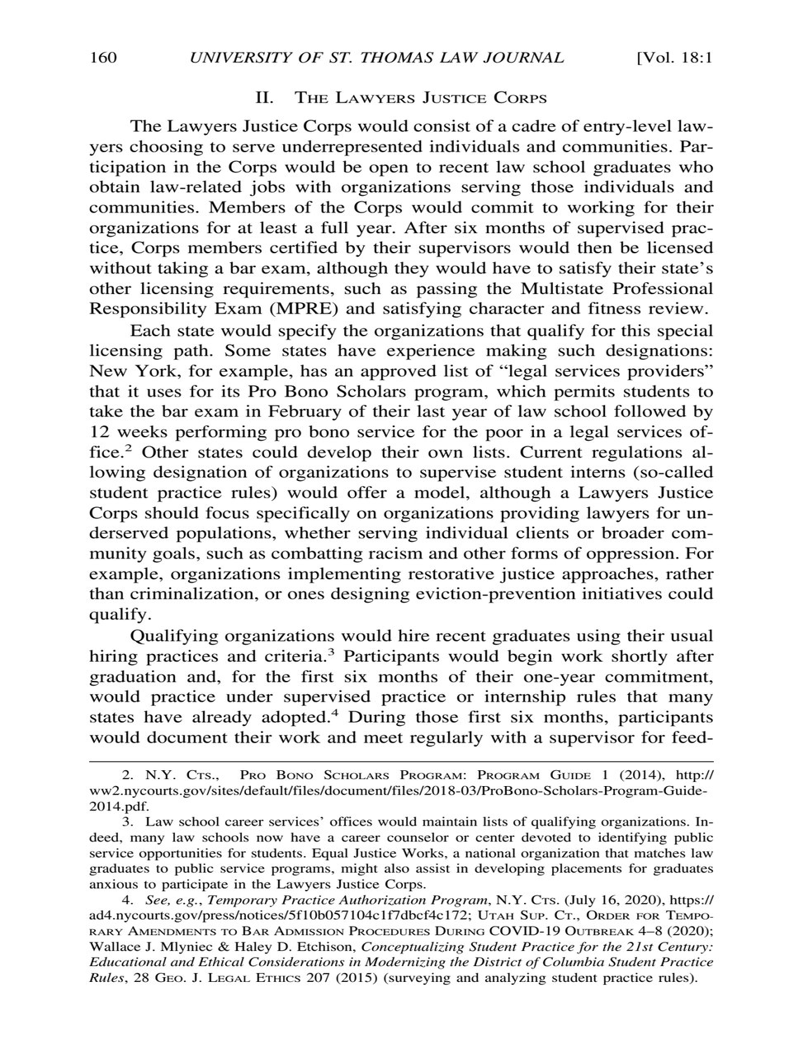## II. The Lawyers Justice Corps

The Lawyers Justice Corps would consist of a cadre of entry-level lawyers choosing to serve underrepresented individuals and communities. Participation in the Corps would be open to recent law school graduates who obtain law-related jobs with organizations serving those individuals and communities. Members of the Corps would commit to working for their organizations for at least a full year. After six months of supervised practice, Corps members certified by their supervisors would then be licensed without taking a bar exam, although they would have to satisfy their state's other licensing requirements, such as passing the Multistate Professional Responsibility Exam (MPRE) and satisfying character and fitness review.

Each state would specify the organizations that qualify for this special licensing path. Some states have experience making such designations: New York, for example, has an approved list of "legal services providers" that it uses for its Pro Bono Scholars program, which permits students to take the bar exam in February of their last year of law school followed by 12 weeks performing pro bono service for the poor in a legal services office.[2] Other states could develop their own lists. Current regulations allowing designation of organizations to supervise student interns (so-called student practice rules) would offer a model, although a Lawyers Justice Corps should focus specifically on organizations providing lawyers for underserved populations, whether serving individual clients or broader community goals, such as combatting racism and other forms of oppression. For example, organizations implementing restorative justice approaches, rather than criminalization, or ones designing eviction-prevention initiatives could qualify.

Qualifying organizations would hire recent graduates using their usual hiring practices and criteria.[3] Participants would begin work shortly after graduation and, for the first six months of their one-year commitment, would practice under supervised practice or internship rules that many states have already adopted.[4] During those first six months, participants would document their work and meet regularly with a supervisor for feed-

---

2. N.Y. Cts., Pro Bono Scholars Program: Program Guide 1 (2014), http://ww2.nycourts.gov/sites/default/files/document/files/2018-03/ProBono-Scholars-Program-Guide-2014.pdf.

3. Law school career services' offices would maintain lists of qualifying organizations. Indeed, many law schools now have a career counselor or center devoted to identifying public service opportunities for students. Equal Justice Works, a national organization that matches law graduates to public service programs, might also assist in developing placements for graduates anxious to participate in the Lawyers Justice Corps.

4. *See, e.g.*, *Temporary Practice Authorization Program*, N.Y. Cts. (July 16, 2020), https://ad4.nycourts.gov/press/notices/5f10b057104c1f7dbcf4c172; Utah Sup. Ct., Order for Temporary Amendments to Bar Admission Procedures During COVID-19 Outbreak 4–8 (2020); Wallace J. Mlyniec & Haley D. Etchison, *Conceptualizing Student Practice for the 21st Century: Educational and Ethical Considerations in Modernizing the District of Columbia Student Practice Rules*, 28 Geo. J. Legal Ethics 207 (2015) (surveying and analyzing student practice rules).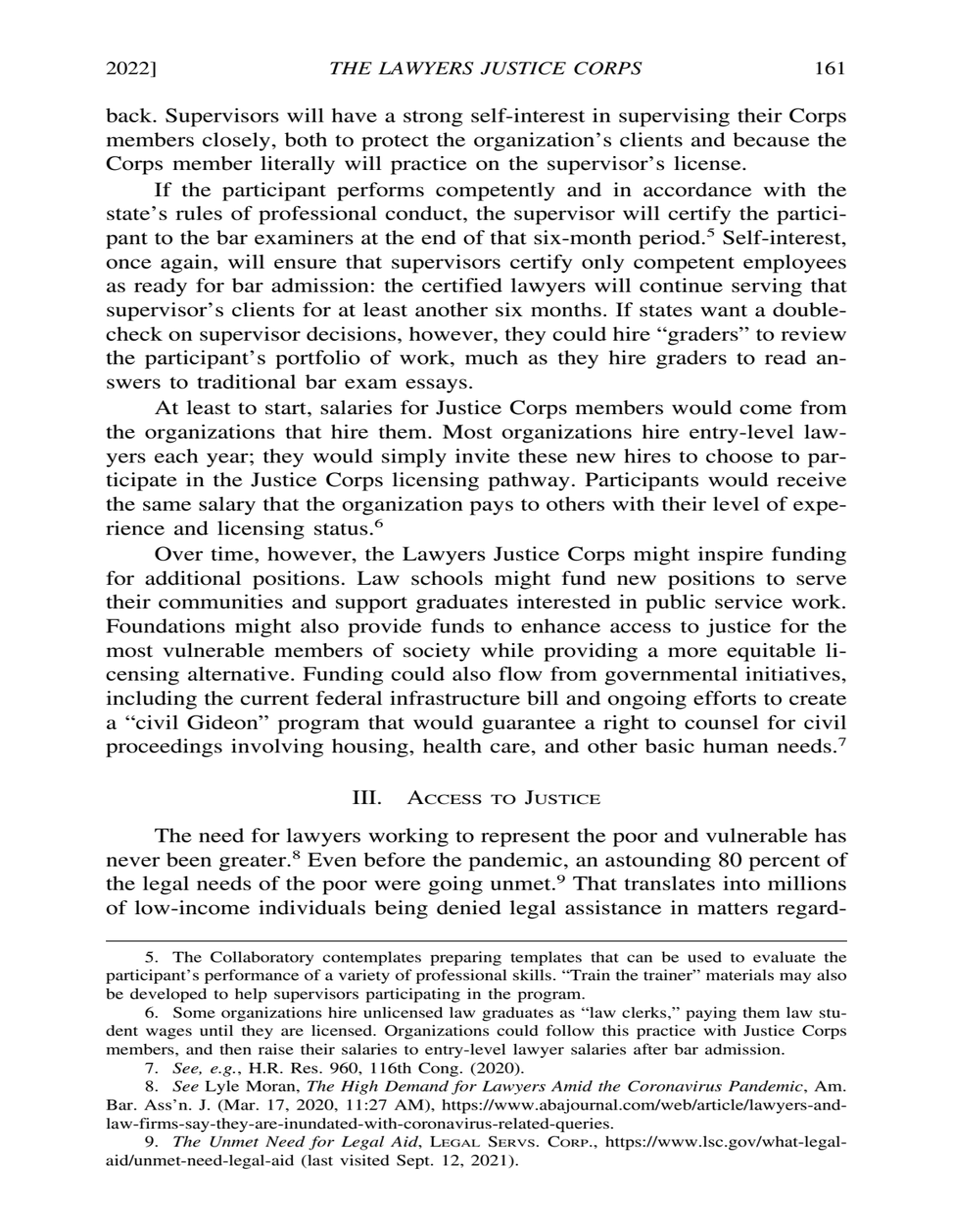back. Supervisors will have a strong self-interest in supervising their Corps members closely, both to protect the organization's clients and because the Corps member literally will practice on the supervisor's license.

If the participant performs competently and in accordance with the state's rules of professional conduct, the supervisor will certify the participant to the bar examiners at the end of that six-month period.[5] Self-interest, once again, will ensure that supervisors certify only competent employees as ready for bar admission: the certified lawyers will continue serving that supervisor's clients for at least another six months. If states want a double-check on supervisor decisions, however, they could hire "graders" to review the participant's portfolio of work, much as they hire graders to read answers to traditional bar exam essays.

At least to start, salaries for Justice Corps members would come from the organizations that hire them. Most organizations hire entry-level lawyers each year; they would simply invite these new hires to choose to participate in the Justice Corps licensing pathway. Participants would receive the same salary that the organization pays to others with their level of experience and licensing status.[6]

Over time, however, the Lawyers Justice Corps might inspire funding for additional positions. Law schools might fund new positions to serve their communities and support graduates interested in public service work. Foundations might also provide funds to enhance access to justice for the most vulnerable members of society while providing a more equitable licensing alternative. Funding could also flow from governmental initiatives, including the current federal infrastructure bill and ongoing efforts to create a "civil Gideon" program that would guarantee a right to counsel for civil proceedings involving housing, health care, and other basic human needs.[7]

## III. Access to Justice

The need for lawyers working to represent the poor and vulnerable has never been greater.[8] Even before the pandemic, an astounding 80 percent of the legal needs of the poor were going unmet.[9] That translates into millions of low-income individuals being denied legal assistance in matters regard-

---

5. The Collaboratory contemplates preparing templates that can be used to evaluate the participant's performance of a variety of professional skills. "Train the trainer" materials may also be developed to help supervisors participating in the program.

6. Some organizations hire unlicensed law graduates as "law clerks," paying them law student wages until they are licensed. Organizations could follow this practice with Justice Corps members, and then raise their salaries to entry-level lawyer salaries after bar admission.

7. *See, e.g.*, H.R. Res. 960, 116th Cong. (2020).

8. *See* Lyle Moran, *The High Demand for Lawyers Amid the Coronavirus Pandemic*, Am. Bar. Ass'n. J. (Mar. 17, 2020, 11:27 AM), https://www.abajournal.com/web/article/lawyers-and-law-firms-say-they-are-inundated-with-coronavirus-related-queries.

9. *The Unmet Need for Legal Aid*, Legal Servs. Corp., https://www.lsc.gov/what-legal-aid/unmet-need-legal-aid (last visited Sept. 12, 2021).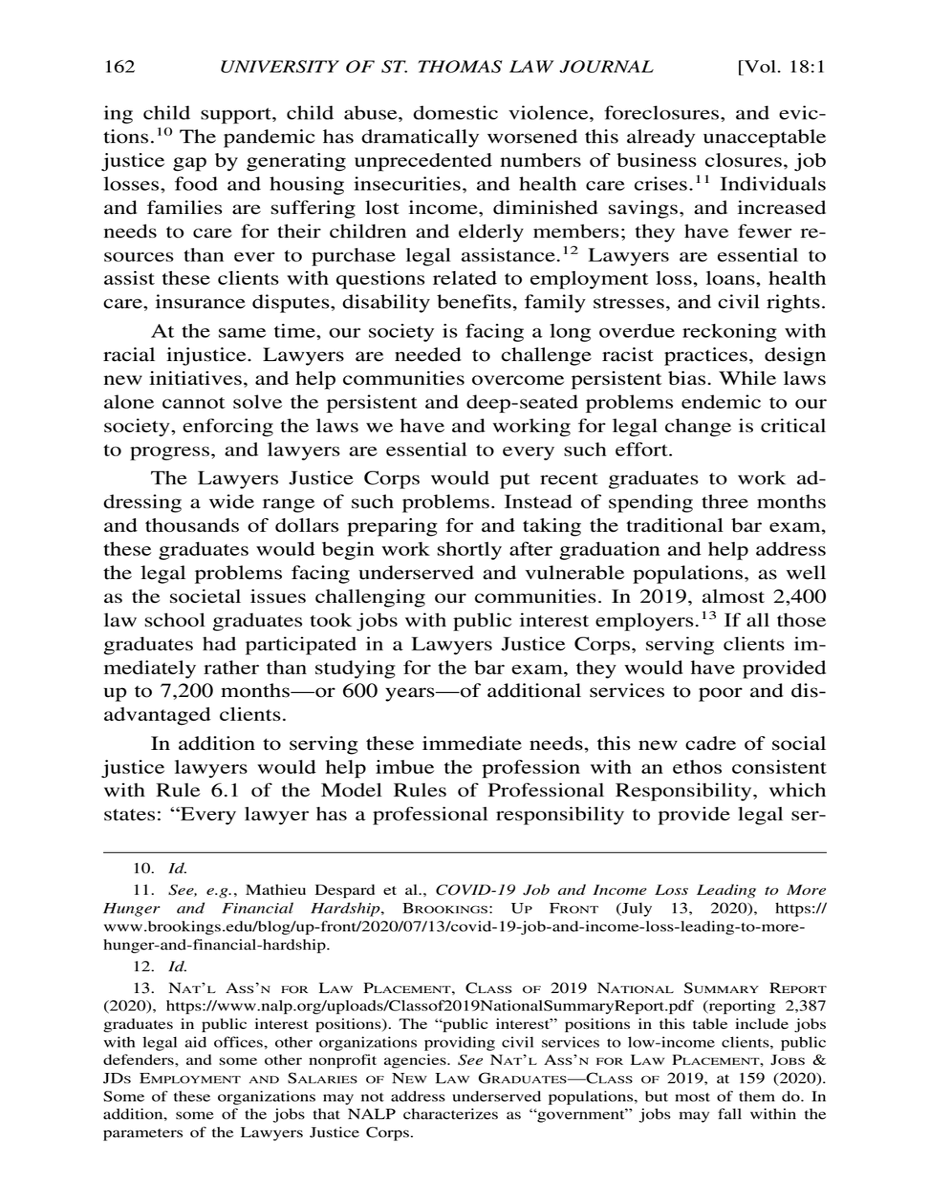ing child support, child abuse, domestic violence, foreclosures, and evictions.[10] The pandemic has dramatically worsened this already unacceptable justice gap by generating unprecedented numbers of business closures, job losses, food and housing insecurities, and health care crises.[11] Individuals and families are suffering lost income, diminished savings, and increased needs to care for their children and elderly members; they have fewer resources than ever to purchase legal assistance.[12] Lawyers are essential to assist these clients with questions related to employment loss, loans, health care, insurance disputes, disability benefits, family stresses, and civil rights.

At the same time, our society is facing a long overdue reckoning with racial injustice. Lawyers are needed to challenge racist practices, design new initiatives, and help communities overcome persistent bias. While laws alone cannot solve the persistent and deep-seated problems endemic to our society, enforcing the laws we have and working for legal change is critical to progress, and lawyers are essential to every such effort.

The Lawyers Justice Corps would put recent graduates to work addressing a wide range of such problems. Instead of spending three months and thousands of dollars preparing for and taking the traditional bar exam, these graduates would begin work shortly after graduation and help address the legal problems facing underserved and vulnerable populations, as well as the societal issues challenging our communities. In 2019, almost 2,400 law school graduates took jobs with public interest employers.[13] If all those graduates had participated in a Lawyers Justice Corps, serving clients immediately rather than studying for the bar exam, they would have provided up to 7,200 months—or 600 years—of additional services to poor and disadvantaged clients.

In addition to serving these immediate needs, this new cadre of social justice lawyers would help imbue the profession with an ethos consistent with Rule 6.1 of the Model Rules of Professional Responsibility, which states: "Every lawyer has a professional responsibility to provide legal ser-

---

10. *Id.*

11. *See, e.g.*, Mathieu Despard et al., *COVID-19 Job and Income Loss Leading to More Hunger and Financial Hardship*, Brookings: Up Front (July 13, 2020), https://www.brookings.edu/blog/up-front/2020/07/13/covid-19-job-and-income-loss-leading-to-more-hunger-and-financial-hardship.

12. *Id.*

13. Nat'l Ass'n for Law Placement, Class of 2019 National Summary Report (2020), https://www.nalp.org/uploads/Classof2019NationalSummaryReport.pdf (reporting 2,387 graduates in public interest positions). The "public interest" positions in this table include jobs with legal aid offices, other organizations providing civil services to low-income clients, public defenders, and some other nonprofit agencies. *See* Nat'l Ass'n for Law Placement, Jobs & JDs Employment and Salaries of New Law Graduates—Class of 2019, at 159 (2020). Some of these organizations may not address underserved populations, but most of them do. In addition, some of the jobs that NALP characterizes as "government" jobs may fall within the parameters of the Lawyers Justice Corps.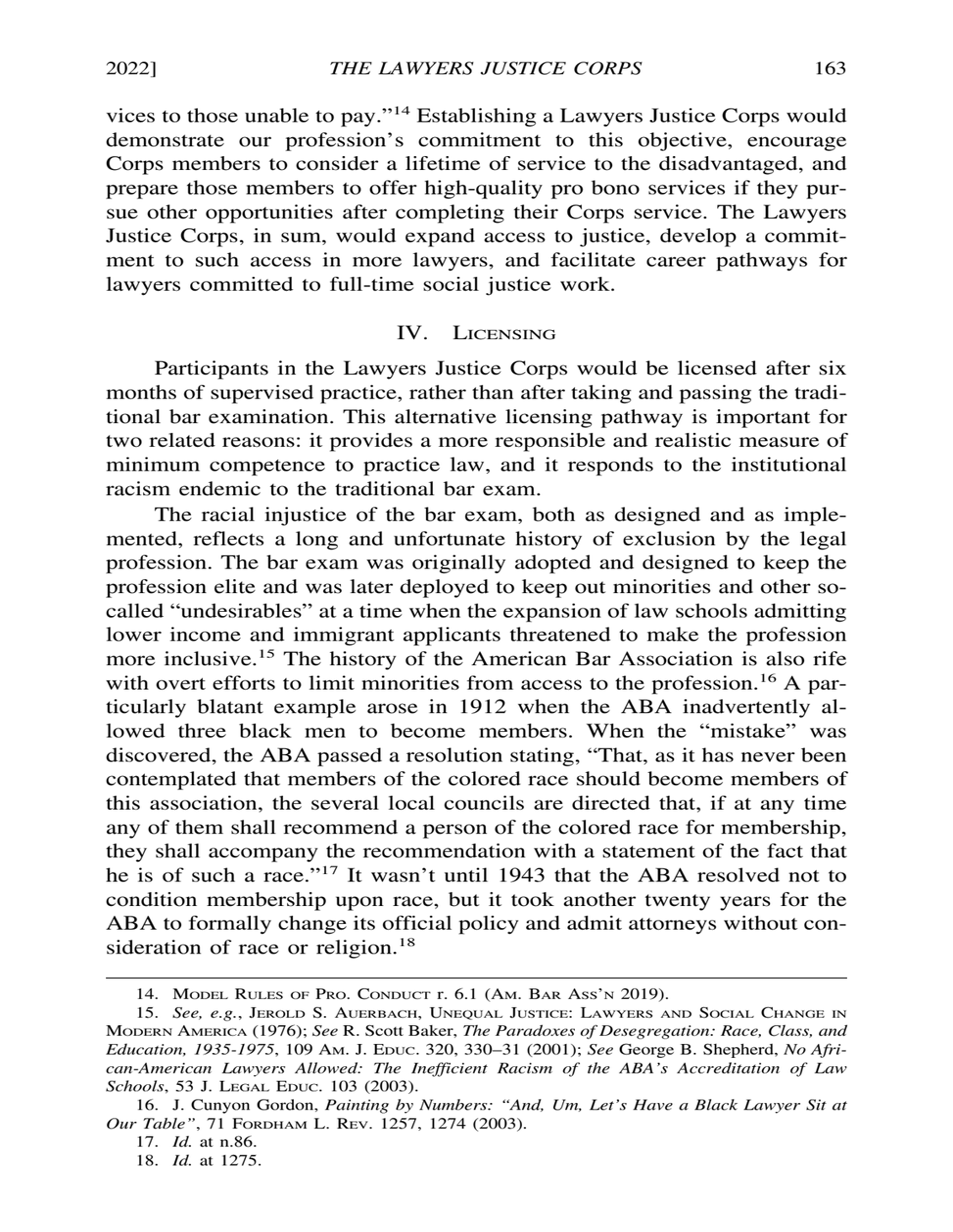vices to those unable to pay."[14] Establishing a Lawyers Justice Corps would demonstrate our profession's commitment to this objective, encourage Corps members to consider a lifetime of service to the disadvantaged, and prepare those members to offer high-quality pro bono services if they pursue other opportunities after completing their Corps service. The Lawyers Justice Corps, in sum, would expand access to justice, develop a commitment to such access in more lawyers, and facilitate career pathways for lawyers committed to full-time social justice work.

## IV. Licensing

Participants in the Lawyers Justice Corps would be licensed after six months of supervised practice, rather than after taking and passing the traditional bar examination. This alternative licensing pathway is important for two related reasons: it provides a more responsible and realistic measure of minimum competence to practice law, and it responds to the institutional racism endemic to the traditional bar exam.

The racial injustice of the bar exam, both as designed and as implemented, reflects a long and unfortunate history of exclusion by the legal profession. The bar exam was originally adopted and designed to keep the profession elite and was later deployed to keep out minorities and other so-called "undesirables" at a time when the expansion of law schools admitting lower income and immigrant applicants threatened to make the profession more inclusive.[15] The history of the American Bar Association is also rife with overt efforts to limit minorities from access to the profession.[16] A particularly blatant example arose in 1912 when the ABA inadvertently allowed three black men to become members. When the "mistake" was discovered, the ABA passed a resolution stating, "That, as it has never been contemplated that members of the colored race should become members of this association, the several local councils are directed that, if at any time any of them shall recommend a person of the colored race for membership, they shall accompany the recommendation with a statement of the fact that he is of such a race."[17] It wasn't until 1943 that the ABA resolved not to condition membership upon race, but it took another twenty years for the ABA to formally change its official policy and admit attorneys without consideration of race or religion.[18]

---

14. Model Rules of Pro. Conduct r. 6.1 (Am. Bar Ass'n 2019).

15. *See, e.g.*, Jerold S. Auerbach, Unequal Justice: Lawyers and Social Change in Modern America (1976); *See* R. Scott Baker, *The Paradoxes of Desegregation: Race, Class, and Education, 1935-1975*, 109 Am. J. Educ. 320, 330–31 (2001); *See* George B. Shepherd, *No African-American Lawyers Allowed: The Inefficient Racism of the ABA's Accreditation of Law Schools*, 53 J. Legal Educ. 103 (2003).

16. J. Cunyon Gordon, *Painting by Numbers: "And, Um, Let's Have a Black Lawyer Sit at Our Table"*, 71 Fordham L. Rev. 1257, 1274 (2003).

17. *Id.* at n.86.

18. *Id.* at 1275.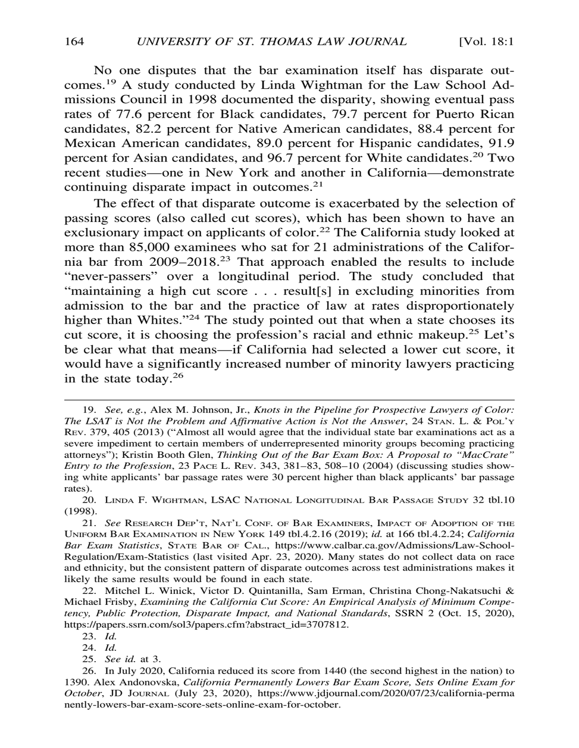No one disputes that the bar examination itself has disparate outcomes.[19] A study conducted by Linda Wightman for the Law School Admissions Council in 1998 documented the disparity, showing eventual pass rates of 77.6 percent for Black candidates, 79.7 percent for Puerto Rican candidates, 82.2 percent for Native American candidates, 88.4 percent for Mexican American candidates, 89.0 percent for Hispanic candidates, 91.9 percent for Asian candidates, and 96.7 percent for White candidates.[20] Two recent studies—one in New York and another in California—demonstrate continuing disparate impact in outcomes.[21]

The effect of that disparate outcome is exacerbated by the selection of passing scores (also called cut scores), which has been shown to have an exclusionary impact on applicants of color.[22] The California study looked at more than 85,000 examinees who sat for 21 administrations of the California bar from 2009–2018.[23] That approach enabled the results to include "never-passers" over a longitudinal period. The study concluded that "maintaining a high cut score . . . result[s] in excluding minorities from admission to the bar and the practice of law at rates disproportionately higher than Whites."[24] The study pointed out that when a state chooses its cut score, it is choosing the profession's racial and ethnic makeup.[25] Let's be clear what that means—if California had selected a lower cut score, it would have a significantly increased number of minority lawyers practicing in the state today.[26]

---

19. *See, e.g.*, Alex M. Johnson, Jr., *Knots in the Pipeline for Prospective Lawyers of Color: The LSAT is Not the Problem and Affirmative Action is Not the Answer*, 24 Stan. L. & Pol'y Rev. 379, 405 (2013) ("Almost all would agree that the individual state bar examinations act as a severe impediment to certain members of underrepresented minority groups becoming practicing attorneys"); Kristin Booth Glen, *Thinking Out of the Bar Exam Box: A Proposal to "MacCrate" Entry to the Profession*, 23 Pace L. Rev. 343, 381–83, 508–10 (2004) (discussing studies showing white applicants' bar passage rates were 30 percent higher than black applicants' bar passage rates).

20. Linda F. Wightman, LSAC National Longitudinal Bar Passage Study 32 tbl.10 (1998).

21. *See* Research Dep't, Nat'l Conf. of Bar Examiners, Impact of Adoption of the Uniform Bar Examination in New York 149 tbl.4.2.16 (2019); *id.* at 166 tbl.4.2.24; *California Bar Exam Statistics*, State Bar of Cal., https://www.calbar.ca.gov/Admissions/Law-School-Regulation/Exam-Statistics (last visited Apr. 23, 2020). Many states do not collect data on race and ethnicity, but the consistent pattern of disparate outcomes across test administrations makes it likely the same results would be found in each state.

22. Mitchel L. Winick, Victor D. Quintanilla, Sam Erman, Christina Chong-Nakatsuchi & Michael Frisby, *Examining the California Cut Score: An Empirical Analysis of Minimum Competency, Public Protection, Disparate Impact, and National Standards*, SSRN 2 (Oct. 15, 2020), https://papers.ssrn.com/sol3/papers.cfm?abstract_id=3707812.

23. *Id.*

24. *Id.*

25. *See id.* at 3.

26. In July 2020, California reduced its score from 1440 (the second highest in the nation) to 1390. Alex Andonovska, *California Permanently Lowers Bar Exam Score, Sets Online Exam for October*, JD Journal (July 23, 2020), https://www.jdjournal.com/2020/07/23/california-permanently-lowers-bar-exam-score-sets-online-exam-for-october.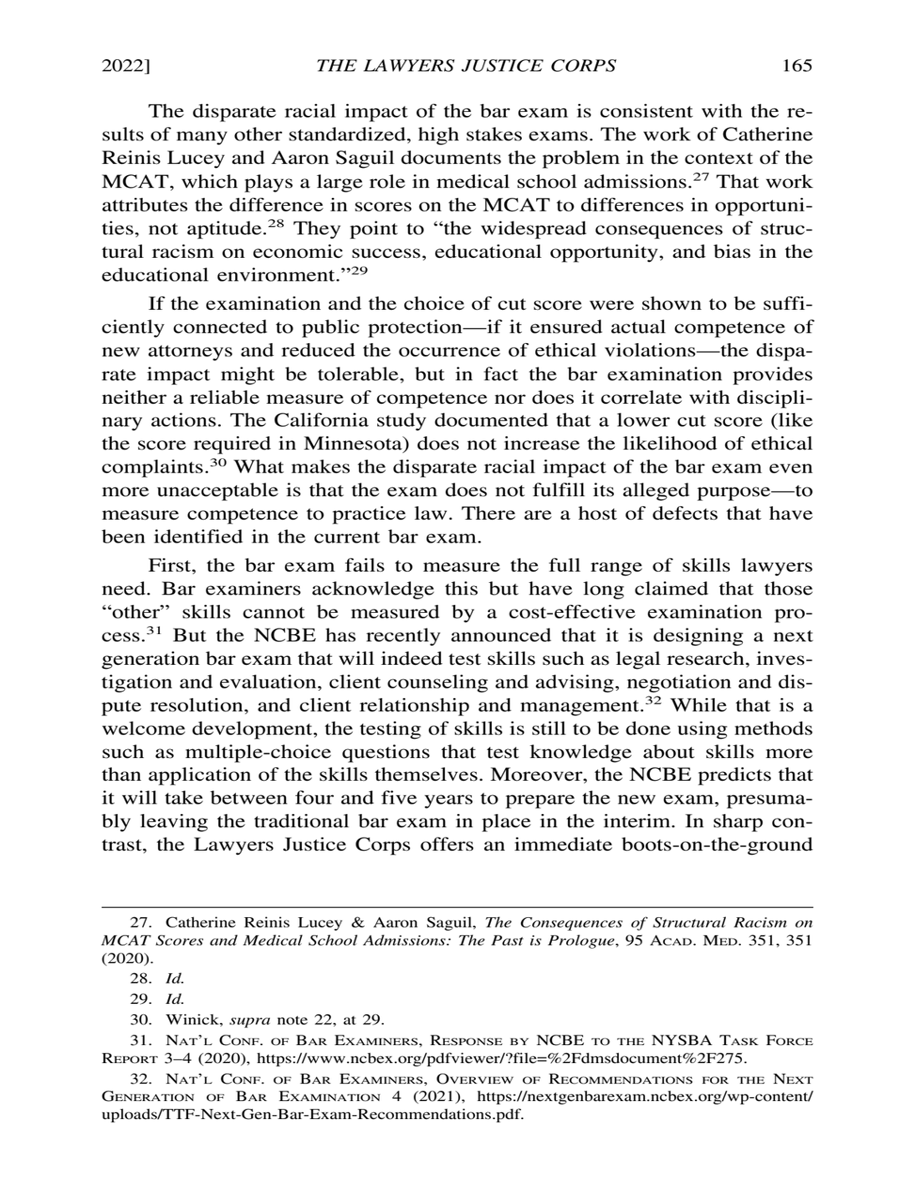The disparate racial impact of the bar exam is consistent with the results of many other standardized, high stakes exams. The work of Catherine Reinis Lucey and Aaron Saguil documents the problem in the context of the MCAT, which plays a large role in medical school admissions.[27] That work attributes the difference in scores on the MCAT to differences in opportunities, not aptitude.[28] They point to "the widespread consequences of structural racism on economic success, educational opportunity, and bias in the educational environment."[29]

If the examination and the choice of cut score were shown to be sufficiently connected to public protection—if it ensured actual competence of new attorneys and reduced the occurrence of ethical violations—the disparate impact might be tolerable, but in fact the bar examination provides neither a reliable measure of competence nor does it correlate with disciplinary actions. The California study documented that a lower cut score (like the score required in Minnesota) does not increase the likelihood of ethical complaints.[30] What makes the disparate racial impact of the bar exam even more unacceptable is that the exam does not fulfill its alleged purpose—to measure competence to practice law. There are a host of defects that have been identified in the current bar exam.

First, the bar exam fails to measure the full range of skills lawyers need. Bar examiners acknowledge this but have long claimed that those "other" skills cannot be measured by a cost-effective examination process.[31] But the NCBE has recently announced that it is designing a next generation bar exam that will indeed test skills such as legal research, investigation and evaluation, client counseling and advising, negotiation and dispute resolution, and client relationship and management.[32] While that is a welcome development, the testing of skills is still to be done using methods such as multiple-choice questions that test knowledge about skills more than application of the skills themselves. Moreover, the NCBE predicts that it will take between four and five years to prepare the new exam, presumably leaving the traditional bar exam in place in the interim. In sharp contrast, the Lawyers Justice Corps offers an immediate boots-on-the-ground

---

27. Catherine Reinis Lucey & Aaron Saguil, *The Consequences of Structural Racism on MCAT Scores and Medical School Admissions: The Past is Prologue*, 95 ACAD. MED. 351, 351 (2020).

28. *Id.*

29. *Id.*

30. Winick, *supra* note 22, at 29.

31. NAT'L CONF. OF BAR EXAMINERS, RESPONSE BY NCBE TO THE NYSBA TASK FORCE REPORT 3–4 (2020), https://www.ncbex.org/pdfviewer/?file=%2Fdmsdocument%2F275.

32. NAT'L CONF. OF BAR EXAMINERS, OVERVIEW OF RECOMMENDATIONS FOR THE NEXT GENERATION OF BAR EXAMINATION 4 (2021), https://nextgenbarexam.ncbex.org/wp-content/uploads/TTF-Next-Gen-Bar-Exam-Recommendations.pdf.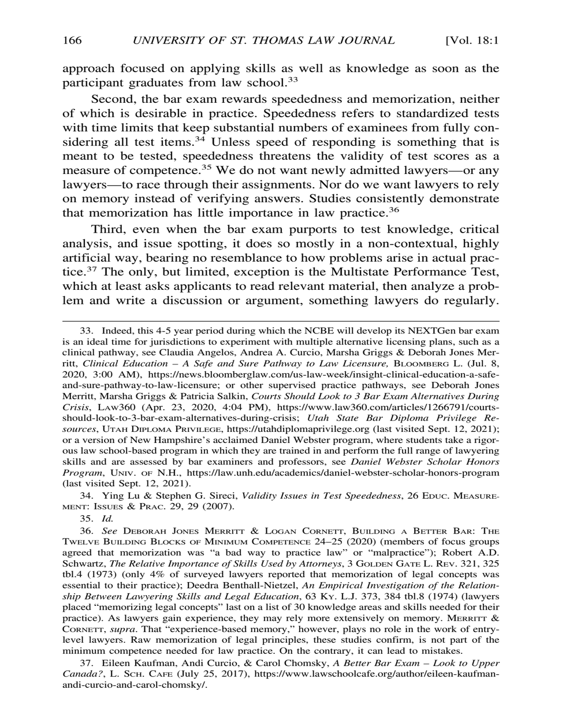approach focused on applying skills as well as knowledge as soon as the participant graduates from law school.[33]

Second, the bar exam rewards speededness and memorization, neither of which is desirable in practice. Speededness refers to standardized tests with time limits that keep substantial numbers of examinees from fully considering all test items.[34] Unless speed of responding is something that is meant to be tested, speededness threatens the validity of test scores as a measure of competence.[35] We do not want newly admitted lawyers—or any lawyers—to race through their assignments. Nor do we want lawyers to rely on memory instead of verifying answers. Studies consistently demonstrate that memorization has little importance in law practice.[36]

Third, even when the bar exam purports to test knowledge, critical analysis, and issue spotting, it does so mostly in a non-contextual, highly artificial way, bearing no resemblance to how problems arise in actual practice.[37] The only, but limited, exception is the Multistate Performance Test, which at least asks applicants to read relevant material, then analyze a problem and write a discussion or argument, something lawyers do regularly.

---

33. Indeed, this 4-5 year period during which the NCBE will develop its NEXTGen bar exam is an ideal time for jurisdictions to experiment with multiple alternative licensing plans, such as a clinical pathway, see Claudia Angelos, Andrea A. Curcio, Marsha Griggs & Deborah Jones Merritt, *Clinical Education – A Safe and Sure Pathway to Law Licensure,* BLOOMBERG L. (Jul. 8, 2020, 3:00 AM), https://news.bloomberglaw.com/us-law-week/insight-clinical-education-a-safe-and-sure-pathway-to-law-licensure; or other supervised practice pathways, see Deborah Jones Merritt, Marsha Griggs & Patricia Salkin, *Courts Should Look to 3 Bar Exam Alternatives During Crisis*, LAW360 (Apr. 23, 2020, 4:04 PM), https://www.law360.com/articles/1266791/courts-should-look-to-3-bar-exam-alternatives-during-crisis; *Utah State Bar Diploma Privilege Resources*, UTAH DIPLOMA PRIVILEGE, https://utahdiplomaprivilege.org (last visited Sept. 12, 2021); or a version of New Hampshire's acclaimed Daniel Webster program, where students take a rigorous law school-based program in which they are trained in and perform the full range of lawyering skills and are assessed by bar examiners and professors, see *Daniel Webster Scholar Honors Program*, UNIV. OF N.H., https://law.unh.edu/academics/daniel-webster-scholar-honors-program (last visited Sept. 12, 2021).

34. Ying Lu & Stephen G. Sireci, *Validity Issues in Test Speededness*, 26 EDUC. MEASUREMENT: ISSUES & PRAC. 29, 29 (2007).

35. *Id.*

36. *See* DEBORAH JONES MERRITT & LOGAN CORNETT, BUILDING A BETTER BAR: THE TWELVE BUILDING BLOCKS OF MINIMUM COMPETENCE 24–25 (2020) (members of focus groups agreed that memorization was "a bad way to practice law" or "malpractice"); Robert A.D. Schwartz, *The Relative Importance of Skills Used by Attorneys*, 3 GOLDEN GATE L. REV. 321, 325 tbl.4 (1973) (only 4% of surveyed lawyers reported that memorization of legal concepts was essential to their practice); Deedra Benthall-Nietzel, *An Empirical Investigation of the Relationship Between Lawyering Skills and Legal Education*, 63 KY. L.J. 373, 384 tbl.8 (1974) (lawyers placed "memorizing legal concepts" last on a list of 30 knowledge areas and skills needed for their practice). As lawyers gain experience, they may rely more extensively on memory. MERRITT & CORNETT, *supra*. That "experience-based memory," however, plays no role in the work of entry-level lawyers. Raw memorization of legal principles, these studies confirm, is not part of the minimum competence needed for law practice. On the contrary, it can lead to mistakes.

37. Eileen Kaufman, Andi Curcio, & Carol Chomsky, *A Better Bar Exam – Look to Upper Canada?*, L. SCH. CAFE (July 25, 2017), https://www.lawschoolcafe.org/author/eileen-kaufman-andi-curcio-and-carol-chomsky/.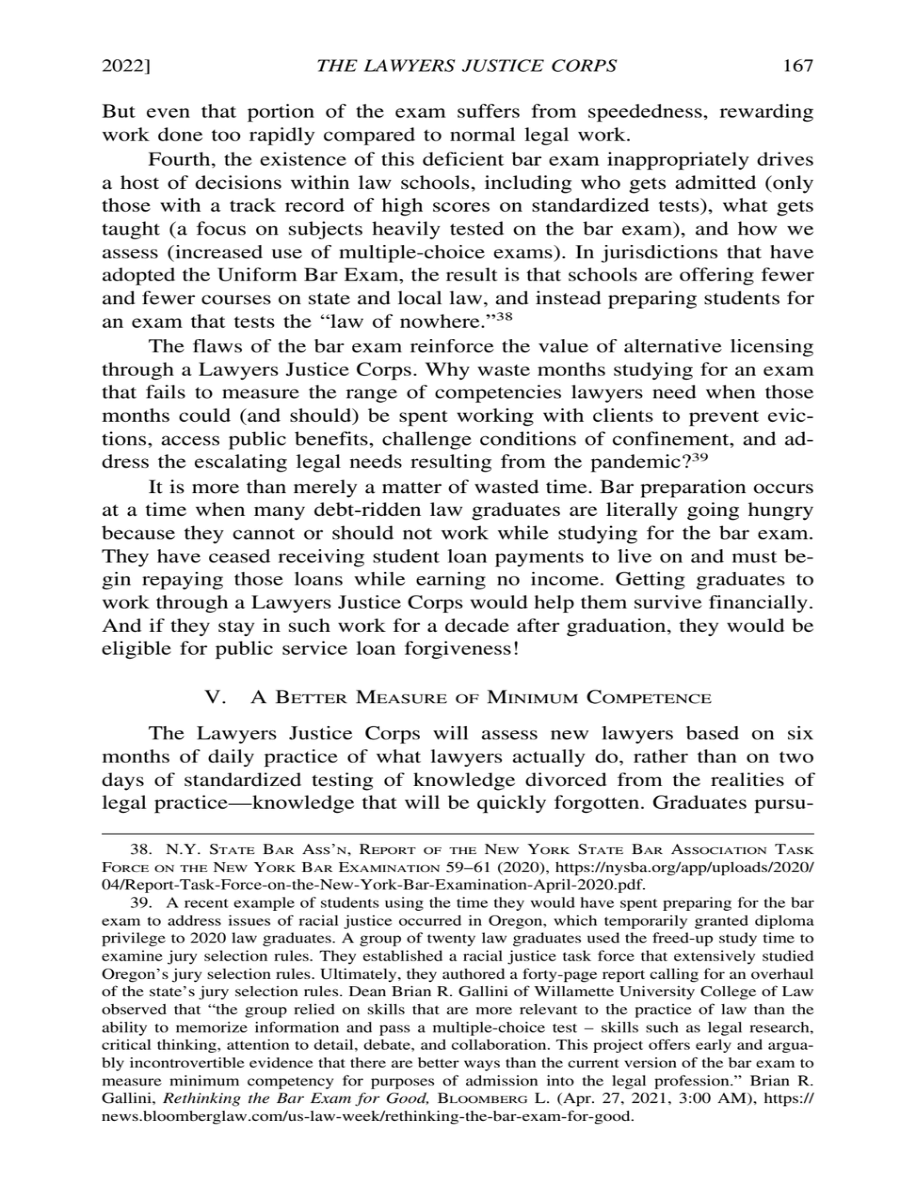But even that portion of the exam suffers from speededness, rewarding work done too rapidly compared to normal legal work.

Fourth, the existence of this deficient bar exam inappropriately drives a host of decisions within law schools, including who gets admitted (only those with a track record of high scores on standardized tests), what gets taught (a focus on subjects heavily tested on the bar exam), and how we assess (increased use of multiple-choice exams). In jurisdictions that have adopted the Uniform Bar Exam, the result is that schools are offering fewer and fewer courses on state and local law, and instead preparing students for an exam that tests the "law of nowhere."[38]

The flaws of the bar exam reinforce the value of alternative licensing through a Lawyers Justice Corps. Why waste months studying for an exam that fails to measure the range of competencies lawyers need when those months could (and should) be spent working with clients to prevent evictions, access public benefits, challenge conditions of confinement, and address the escalating legal needs resulting from the pandemic?[39]

It is more than merely a matter of wasted time. Bar preparation occurs at a time when many debt-ridden law graduates are literally going hungry because they cannot or should not work while studying for the bar exam. They have ceased receiving student loan payments to live on and must begin repaying those loans while earning no income. Getting graduates to work through a Lawyers Justice Corps would help them survive financially. And if they stay in such work for a decade after graduation, they would be eligible for public service loan forgiveness!

## V. A Better Measure of Minimum Competence

The Lawyers Justice Corps will assess new lawyers based on six months of daily practice of what lawyers actually do, rather than on two days of standardized testing of knowledge divorced from the realities of legal practice—knowledge that will be quickly forgotten. Graduates pursu-

---

38. N.Y. State Bar Ass'n, Report of the New York State Bar Association Task Force on the New York Bar Examination 59–61 (2020), https://nysba.org/app/uploads/2020/04/Report-Task-Force-on-the-New-York-Bar-Examination-April-2020.pdf.

39. A recent example of students using the time they would have spent preparing for the bar exam to address issues of racial justice occurred in Oregon, which temporarily granted diploma privilege to 2020 law graduates. A group of twenty law graduates used the freed-up study time to examine jury selection rules. They established a racial justice task force that extensively studied Oregon's jury selection rules. Ultimately, they authored a forty-page report calling for an overhaul of the state's jury selection rules. Dean Brian R. Gallini of Willamette University College of Law observed that "the group relied on skills that are more relevant to the practice of law than the ability to memorize information and pass a multiple-choice test – skills such as legal research, critical thinking, attention to detail, debate, and collaboration. This project offers early and arguably incontrovertible evidence that there are better ways than the current version of the bar exam to measure minimum competency for purposes of admission into the legal profession." Brian R. Gallini, *Rethinking the Bar Exam for Good,* Bloomberg L. (Apr. 27, 2021, 3:00 AM), https://news.bloomberglaw.com/us-law-week/rethinking-the-bar-exam-for-good.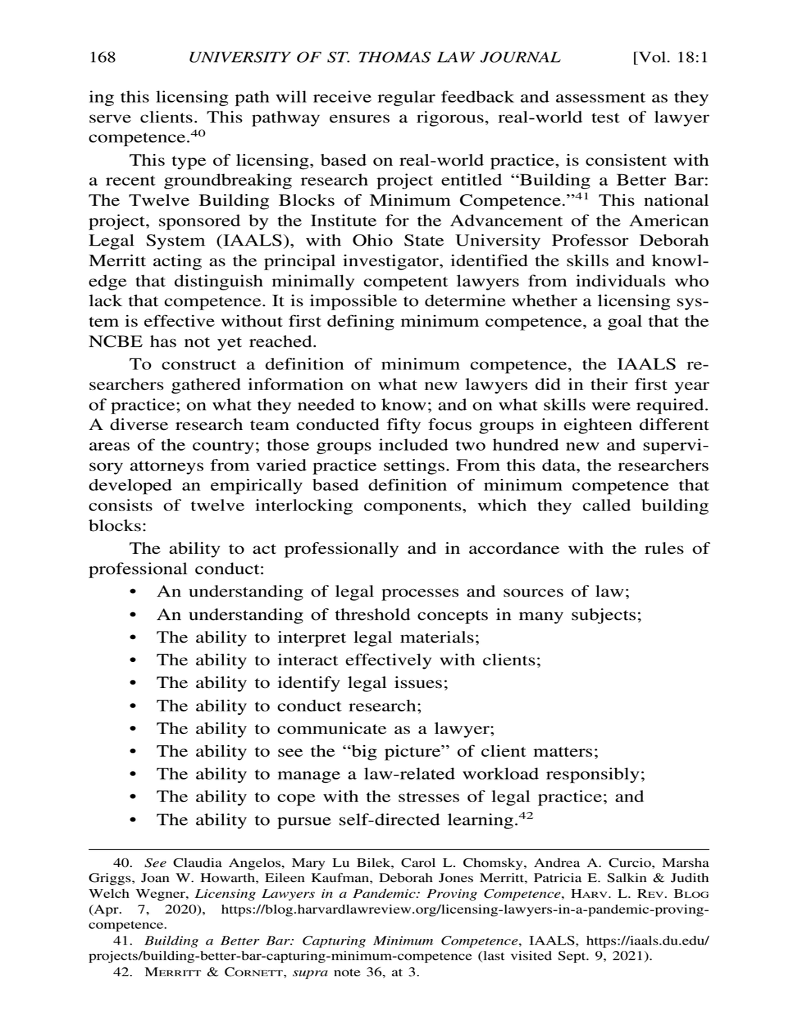ing this licensing path will receive regular feedback and assessment as they serve clients. This pathway ensures a rigorous, real-world test of lawyer competence.[40]

This type of licensing, based on real-world practice, is consistent with a recent groundbreaking research project entitled "Building a Better Bar: The Twelve Building Blocks of Minimum Competence."[41] This national project, sponsored by the Institute for the Advancement of the American Legal System (IAALS), with Ohio State University Professor Deborah Merritt acting as the principal investigator, identified the skills and knowledge that distinguish minimally competent lawyers from individuals who lack that competence. It is impossible to determine whether a licensing system is effective without first defining minimum competence, a goal that the NCBE has not yet reached.

To construct a definition of minimum competence, the IAALS researchers gathered information on what new lawyers did in their first year of practice; on what they needed to know; and on what skills were required. A diverse research team conducted fifty focus groups in eighteen different areas of the country; those groups included two hundred new and supervisory attorneys from varied practice settings. From this data, the researchers developed an empirically based definition of minimum competence that consists of twelve interlocking components, which they called building blocks:

The ability to act professionally and in accordance with the rules of professional conduct:

- An understanding of legal processes and sources of law;
- An understanding of threshold concepts in many subjects;
- The ability to interpret legal materials;
- The ability to interact effectively with clients;
- The ability to identify legal issues;
- The ability to conduct research;
- The ability to communicate as a lawyer;
- The ability to see the "big picture" of client matters;
- The ability to manage a law-related workload responsibly;
- The ability to cope with the stresses of legal practice; and
- The ability to pursue self-directed learning.[42]

---

40. *See* Claudia Angelos, Mary Lu Bilek, Carol L. Chomsky, Andrea A. Curcio, Marsha Griggs, Joan W. Howarth, Eileen Kaufman, Deborah Jones Merritt, Patricia E. Salkin & Judith Welch Wegner, *Licensing Lawyers in a Pandemic: Proving Competence*, HARV. L. REV. BLOG (Apr. 7, 2020), https://blog.harvardlawreview.org/licensing-lawyers-in-a-pandemic-proving-competence.

41. *Building a Better Bar: Capturing Minimum Competence*, IAALS, https://iaals.du.edu/projects/building-better-bar-capturing-minimum-competence (last visited Sept. 9, 2021).

42. MERRITT & CORNETT, *supra* note 36, at 3.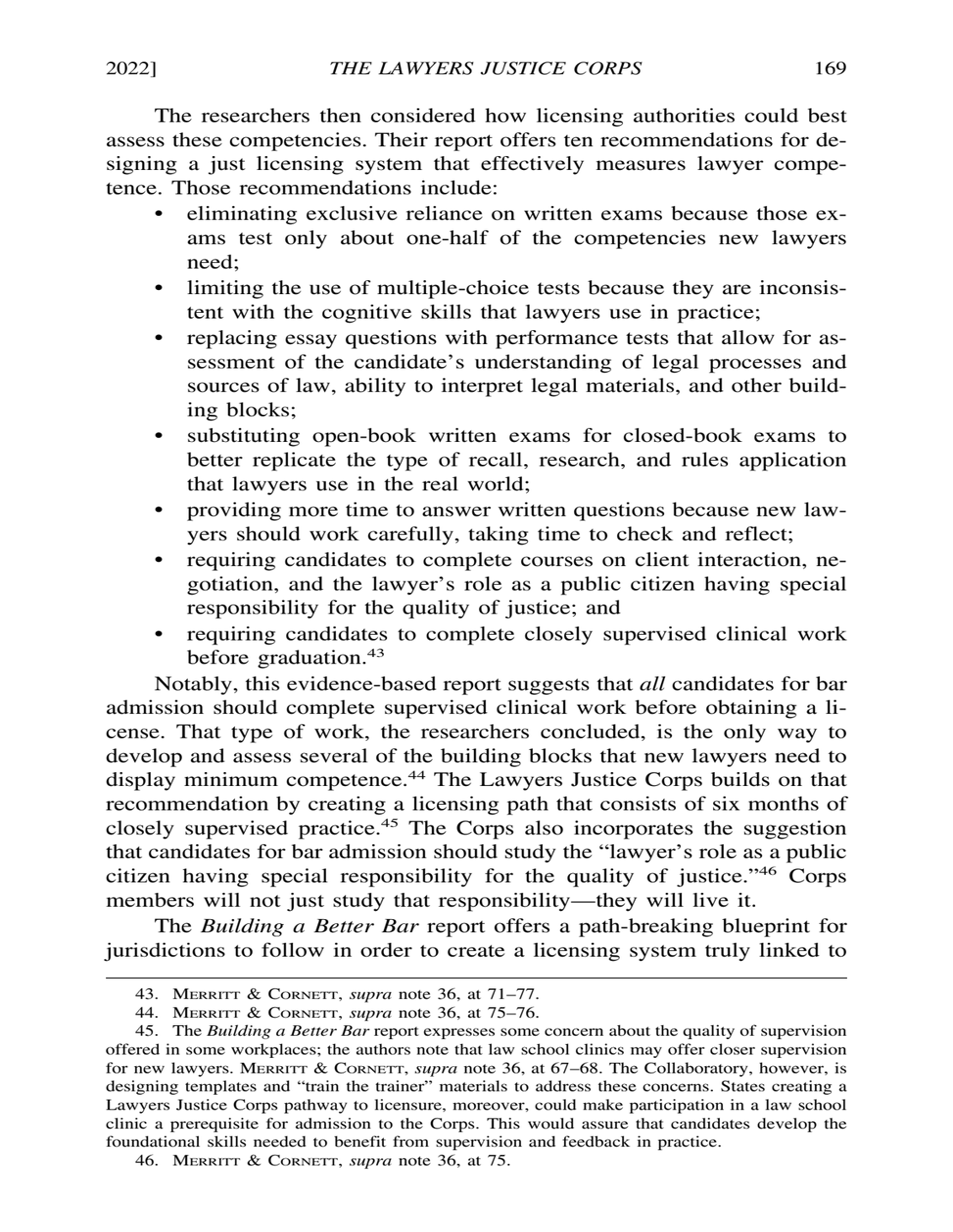The researchers then considered how licensing authorities could best assess these competencies. Their report offers ten recommendations for designing a just licensing system that effectively measures lawyer competence. Those recommendations include:

- eliminating exclusive reliance on written exams because those exams test only about one-half of the competencies new lawyers need;
- limiting the use of multiple-choice tests because they are inconsistent with the cognitive skills that lawyers use in practice;
- replacing essay questions with performance tests that allow for assessment of the candidate's understanding of legal processes and sources of law, ability to interpret legal materials, and other building blocks;
- substituting open-book written exams for closed-book exams to better replicate the type of recall, research, and rules application that lawyers use in the real world;
- providing more time to answer written questions because new lawyers should work carefully, taking time to check and reflect;
- requiring candidates to complete courses on client interaction, negotiation, and the lawyer's role as a public citizen having special responsibility for the quality of justice; and
- requiring candidates to complete closely supervised clinical work before graduation.[43]

Notably, this evidence-based report suggests that *all* candidates for bar admission should complete supervised clinical work before obtaining a license. That type of work, the researchers concluded, is the only way to develop and assess several of the building blocks that new lawyers need to display minimum competence.[44] The Lawyers Justice Corps builds on that recommendation by creating a licensing path that consists of six months of closely supervised practice.[45] The Corps also incorporates the suggestion that candidates for bar admission should study the "lawyer's role as a public citizen having special responsibility for the quality of justice."[46] Corps members will not just study that responsibility—they will live it.

The *Building a Better Bar* report offers a path-breaking blueprint for jurisdictions to follow in order to create a licensing system truly linked to

---

43. Merritt & Cornett, *supra* note 36, at 71–77.

44. Merritt & Cornett, *supra* note 36, at 75–76.

45. The *Building a Better Bar* report expresses some concern about the quality of supervision offered in some workplaces; the authors note that law school clinics may offer closer supervision for new lawyers. Merritt & Cornett, *supra* note 36, at 67–68. The Collaboratory, however, is designing templates and "train the trainer" materials to address these concerns. States creating a Lawyers Justice Corps pathway to licensure, moreover, could make participation in a law school clinic a prerequisite for admission to the Corps. This would assure that candidates develop the foundational skills needed to benefit from supervision and feedback in practice.

46. Merritt & Cornett, *supra* note 36, at 75.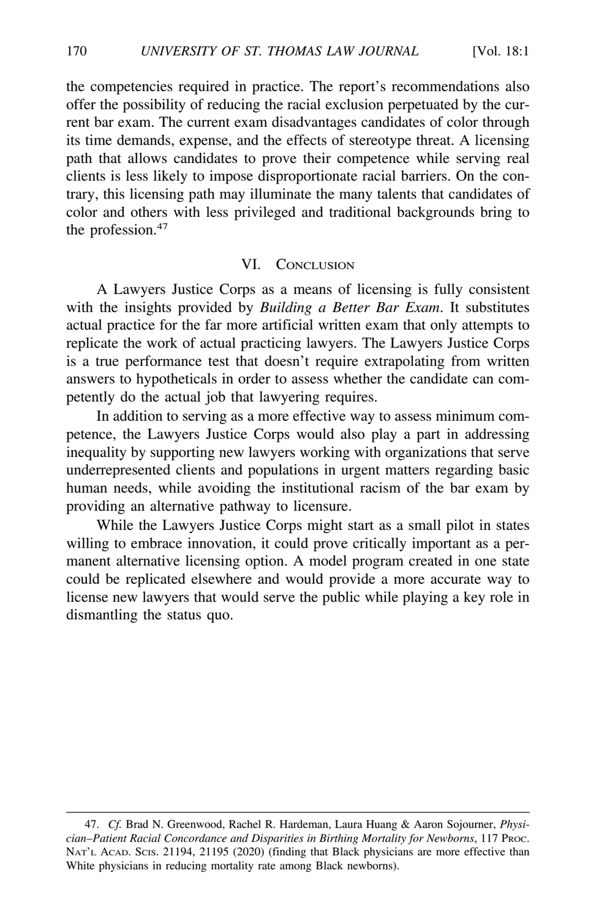the competencies required in practice. The report's recommendations also offer the possibility of reducing the racial exclusion perpetuated by the current bar exam. The current exam disadvantages candidates of color through its time demands, expense, and the effects of stereotype threat. A licensing path that allows candidates to prove their competence while serving real clients is less likely to impose disproportionate racial barriers. On the contrary, this licensing path may illuminate the many talents that candidates of color and others with less privileged and traditional backgrounds bring to the profession.[47]

## VI. Conclusion

A Lawyers Justice Corps as a means of licensing is fully consistent with the insights provided by *Building a Better Bar Exam*. It substitutes actual practice for the far more artificial written exam that only attempts to replicate the work of actual practicing lawyers. The Lawyers Justice Corps is a true performance test that doesn't require extrapolating from written answers to hypotheticals in order to assess whether the candidate can competently do the actual job that lawyering requires.

In addition to serving as a more effective way to assess minimum competence, the Lawyers Justice Corps would also play a part in addressing inequality by supporting new lawyers working with organizations that serve underrepresented clients and populations in urgent matters regarding basic human needs, while avoiding the institutional racism of the bar exam by providing an alternative pathway to licensure.

While the Lawyers Justice Corps might start as a small pilot in states willing to embrace innovation, it could prove critically important as a permanent alternative licensing option. A model program created in one state could be replicated elsewhere and would provide a more accurate way to license new lawyers that would serve the public while playing a key role in dismantling the status quo.

---

47. *Cf.* Brad N. Greenwood, Rachel R. Hardeman, Laura Huang & Aaron Sojourner, *Physician–Patient Racial Concordance and Disparities in Birthing Mortality for Newborns*, 117 Proc. Nat'l Acad. Scis. 21194, 21195 (2020) (finding that Black physicians are more effective than White physicians in reducing mortality rate among Black newborns).